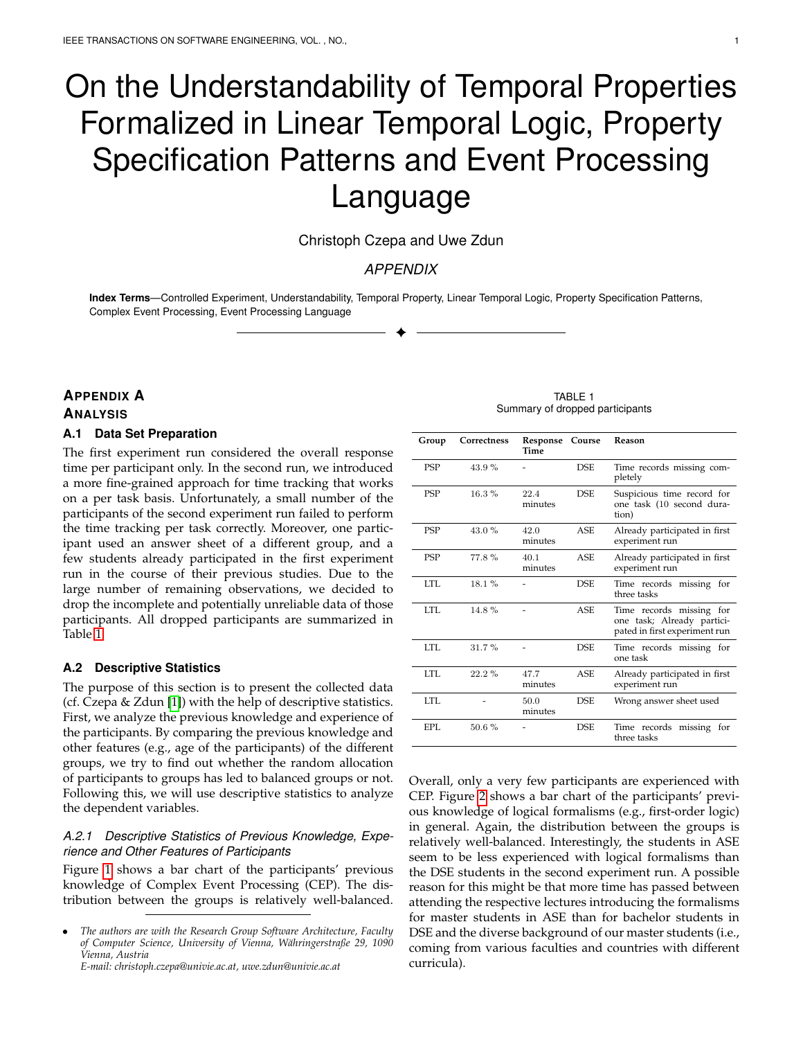# On the Understandability of Temporal Properties Formalized in Linear Temporal Logic, Property Specification Patterns and Event Processing Language

Christoph Czepa and Uwe Zdun

*APPENDIX*

**Index Terms**—Controlled Experiment, Understandability, Temporal Property, Linear Temporal Logic, Property Specification Patterns, Complex Event Processing, Event Processing Language

---

## APPENDIX A
## ANALYSIS

### A.1 Data Set Preparation

The first experiment run considered the overall response time per participant only. In the second run, we introduced a more fine-grained approach for time tracking that works on a per task basis. Unfortunately, a small number of the participants of the second experiment run failed to perform the time tracking per task correctly. Moreover, one participant used an answer sheet of a different group, and a few students already participated in the first experiment run in the course of their previous studies. Due to the large number of remaining observations, we decided to drop the incomplete and potentially unreliable data of those participants. All dropped participants are summarized in Table 1.

TABLE 1
Summary of dropped participants

| Group | Correctness | Response Time | Course | Reason |
|---|---|---|---|---|
| PSP | 43.9 % | - | DSE | Time records missing completely |
| PSP | 16.3 % | 22.4 minutes | DSE | Suspicious time record for one task (10 second duration) |
| PSP | 43.0 % | 42.0 minutes | ASE | Already participated in first experiment run |
| PSP | 77.8 % | 40.1 minutes | ASE | Already participated in first experiment run |
| LTL | 18.1 % | - | DSE | Time records missing for three tasks |
| LTL | 14.8 % | - | ASE | Time records missing for one task; Already participated in first experiment run |
| LTL | 31.7 % | - | DSE | Time records missing for one task |
| LTL | 22.2 % | 47.7 minutes | ASE | Already participated in first experiment run |
| LTL | - | 50.0 minutes | DSE | Wrong answer sheet used |
| EPL | 50.6 % | - | DSE | Time records missing for three tasks |

### A.2 Descriptive Statistics

The purpose of this section is to present the collected data (cf. Czepa & Zdun [1]) with the help of descriptive statistics. First, we analyze the previous knowledge and experience of the participants. By comparing the previous knowledge and other features (e.g., age of the participants) of the different groups, we try to find out whether the random allocation of participants to groups has led to balanced groups or not. Following this, we will use descriptive statistics to analyze the dependent variables.

#### *A.2.1 Descriptive Statistics of Previous Knowledge, Experience and Other Features of Participants*

Figure 1 shows a bar chart of the participants' previous knowledge of Complex Event Processing (CEP). The distribution between the groups is relatively well-balanced. Overall, only a very few participants are experienced with CEP. Figure 2 shows a bar chart of the participants' previous knowledge of logical formalisms (e.g., first-order logic) in general. Again, the distribution between the groups is relatively well-balanced. Interestingly, the students in ASE seem to be less experienced with logical formalisms than the DSE students in the second experiment run. A possible reason for this might be that more time has passed between attending the respective lectures introducing the formalisms for master students in ASE than for bachelor students in DSE and the diverse background of our master students (i.e., coming from various faculties and countries with different curricula).

- *The authors are with the Research Group Software Architecture, Faculty of Computer Science, University of Vienna, Währingerstraße 29, 1090 Vienna, Austria*
  *E-mail: christoph.czepa@univie.ac.at, uwe.zdun@univie.ac.at*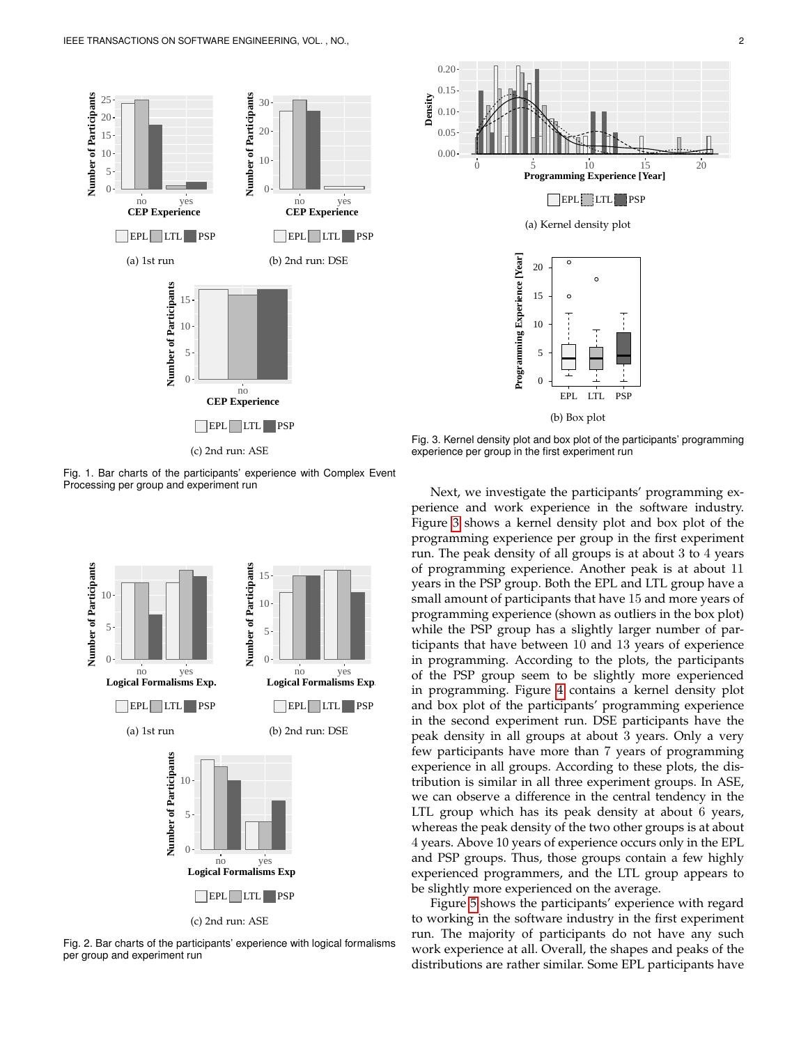(a) 1st run

(b) 2nd run: DSE

(c) 2nd run: ASE

Fig. 1. Bar charts of the participants' experience with Complex Event Processing per group and experiment run

(a) 1st run

(b) 2nd run: DSE

(c) 2nd run: ASE

Fig. 2. Bar charts of the participants' experience with logical formalisms per group and experiment run

(a) Kernel density plot

(b) Box plot

Fig. 3. Kernel density plot and box plot of the participants' programming experience per group in the first experiment run

Next, we investigate the participants' programming experience and work experience in the software industry. Figure 3 shows a kernel density plot and box plot of the programming experience per group in the first experiment run. The peak density of all groups is at about 3 to 4 years of programming experience. Another peak is at about 11 years in the PSP group. Both the EPL and LTL group have a small amount of participants that have 15 and more years of programming experience (shown as outliers in the box plot) while the PSP group has a slightly larger number of participants that have between 10 and 13 years of experience in programming. According to the plots, the participants of the PSP group seem to be slightly more experienced in programming. Figure 4 contains a kernel density plot and box plot of the participants' programming experience in the second experiment run. DSE participants have the peak density in all groups at about 3 years. Only a very few participants have more than 7 years of programming experience in all groups. According to these plots, the distribution is similar in all three experiment groups. In ASE, we can observe a difference in the central tendency in the LTL group which has its peak density at about 6 years, whereas the peak density of the two other groups is at about 4 years. Above 10 years of experience occurs only in the EPL and PSP groups. Thus, those groups contain a few highly experienced programmers, and the LTL group appears to be slightly more experienced on the average.

Figure 5 shows the participants' experience with regard to working in the software industry in the first experiment run. The majority of participants do not have any such work experience at all. Overall, the shapes and peaks of the distributions are rather similar. Some EPL participants have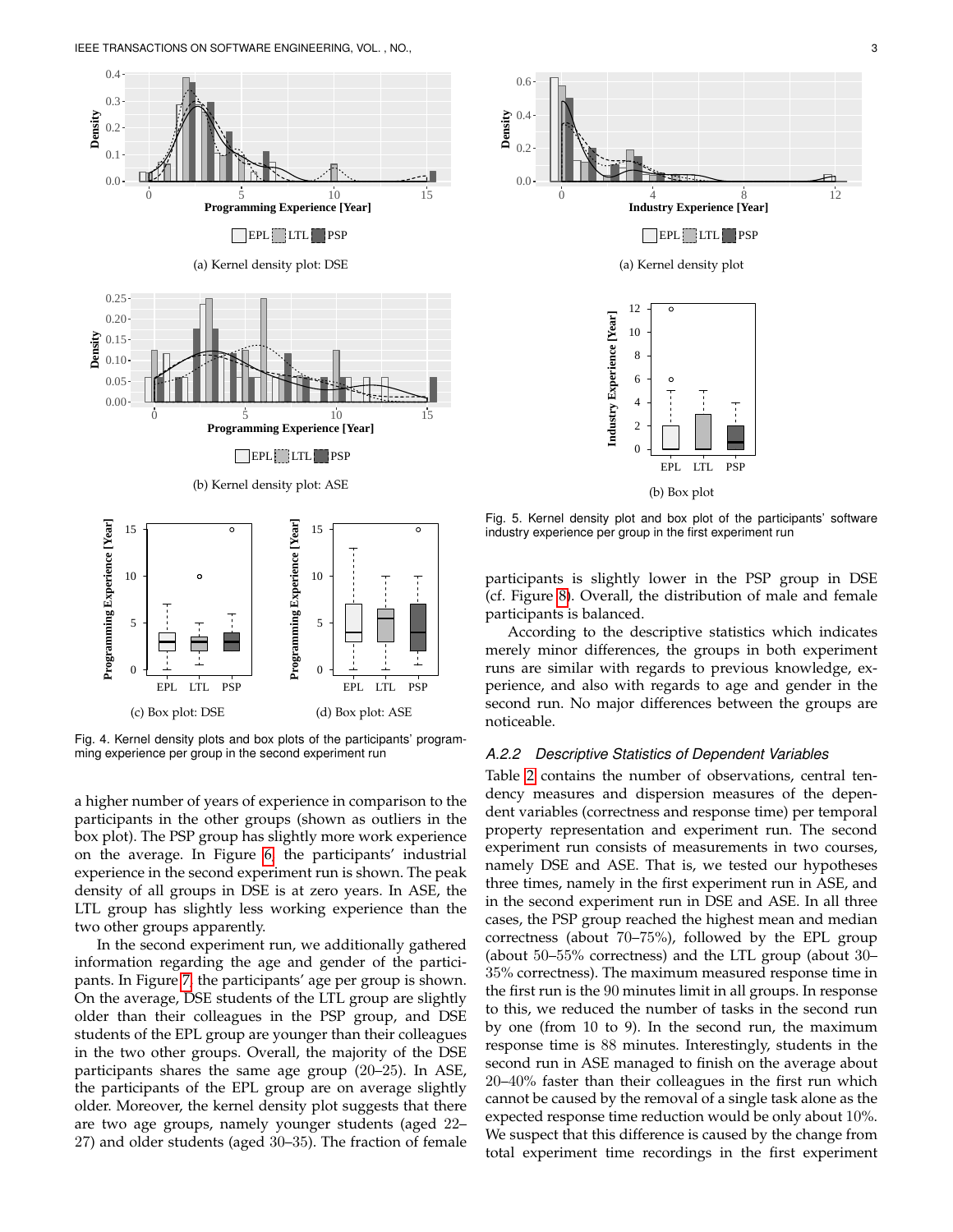(a) Kernel density plot: DSE

(b) Kernel density plot: ASE

(c) Box plot: DSE

(d) Box plot: ASE

Fig. 4. Kernel density plots and box plots of the participants' programming experience per group in the second experiment run

a higher number of years of experience in comparison to the participants in the other groups (shown as outliers in the box plot). The PSP group has slightly more work experience on the average. In Figure 6, the participants' industrial experience in the second experiment run is shown. The peak density of all groups in DSE is at zero years. In ASE, the LTL group has slightly less working experience than the two other groups apparently.

In the second experiment run, we additionally gathered information regarding the age and gender of the participants. In Figure 7, the participants' age per group is shown. On the average, DSE students of the LTL group are slightly older than their colleagues in the PSP group, and DSE students of the EPL group are younger than their colleagues in the two other groups. Overall, the majority of the DSE participants shares the same age group (20–25). In ASE, the participants of the EPL group are on average slightly older. Moreover, the kernel density plot suggests that there are two age groups, namely younger students (aged 22–27) and older students (aged 30–35). The fraction of female participants is slightly lower in the PSP group in DSE (cf. Figure 8). Overall, the distribution of male and female participants is balanced.

(a) Kernel density plot

(b) Box plot

Fig. 5. Kernel density plot and box plot of the participants' software industry experience per group in the first experiment run

According to the descriptive statistics which indicates merely minor differences, the groups in both experiment runs are similar with regards to previous knowledge, experience, and also with regards to age and gender in the second run. No major differences between the groups are noticeable.

#### *A.2.2 Descriptive Statistics of Dependent Variables*

Table 2 contains the number of observations, central tendency measures and dispersion measures of the dependent variables (correctness and response time) per temporal property representation and experiment run. The second experiment run consists of measurements in two courses, namely DSE and ASE. That is, we tested our hypotheses three times, namely in the first experiment run in ASE, and in the second experiment run in DSE and ASE. In all three cases, the PSP group reached the highest mean and median correctness (about 70–75%), followed by the EPL group (about 50–55% correctness) and the LTL group (about 30–35% correctness). The maximum measured response time in the first run is the 90 minutes limit in all groups. In response to this, we reduced the number of tasks in the second run by one (from 10 to 9). In the second run, the maximum response time is 88 minutes. Interestingly, students in the second run in ASE managed to finish on the average about 20–40% faster than their colleagues in the first run which cannot be caused by the removal of a single task alone as the expected response time reduction would be only about 10%. We suspect that this difference is caused by the change from total experiment time recordings in the first experiment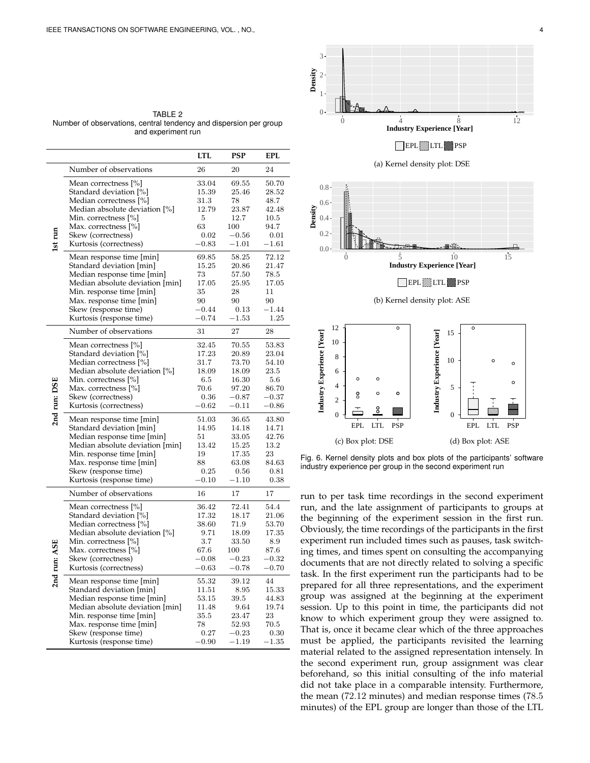TABLE 2
Number of observations, central tendency and dispersion per group and experiment run

| | | LTL | PSP | EPL |
|---|---|---|---|---|
| 1st run | Number of observations | 26 | 20 | 24 |
| | Mean correctness [%] | 33.04 | 69.55 | 50.70 |
| | Standard deviation [%] | 15.39 | 25.46 | 28.52 |
| | Median correctness [%] | 31.3 | 78 | 48.7 |
| | Median absolute deviation [%] | 12.79 | 23.87 | 42.48 |
| | Min. correctness [%] | 5 | 12.7 | 10.5 |
| | Max. correctness [%] | 63 | 100 | 94.7 |
| | Skew (correctness) | 0.02 | −0.56 | 0.01 |
| | Kurtosis (correctness) | −0.83 | −1.01 | −1.61 |
| | Mean response time [min] | 69.85 | 58.25 | 72.12 |
| | Standard deviation [min] | 15.25 | 20.86 | 21.47 |
| | Median response time [min] | 73 | 57.50 | 78.5 |
| | Median absolute deviation [min] | 17.05 | 25.95 | 17.05 |
| | Min. response time [min] | 35 | 28 | 11 |
| | Max. response time [min] | 90 | 90 | 90 |
| | Skew (response time) | −0.44 | 0.13 | −1.44 |
| | Kurtosis (response time) | −0.74 | −1.53 | 1.25 |
| 2nd run: DSE | Number of observations | 31 | 27 | 28 |
| | Mean correctness [%] | 32.45 | 70.55 | 53.83 |
| | Standard deviation [%] | 17.23 | 20.89 | 23.04 |
| | Median correctness [%] | 31.7 | 73.70 | 54.10 |
| | Median absolute deviation [%] | 18.09 | 18.09 | 23.5 |
| | Min. correctness [%] | 6.5 | 16.30 | 5.6 |
| | Max. correctness [%] | 70.6 | 97.20 | 86.70 |
| | Skew (correctness) | 0.36 | −0.87 | −0.37 |
| | Kurtosis (correctness) | −0.62 | −0.11 | −0.86 |
| | Mean response time [min] | 51.03 | 36.65 | 43.80 |
| | Standard deviation [min] | 14.95 | 14.18 | 14.71 |
| | Median response time [min] | 51 | 33.05 | 42.76 |
| | Median absolute deviation [min] | 13.42 | 15.25 | 13.2 |
| | Min. response time [min] | 19 | 17.35 | 23 |
| | Max. response time [min] | 88 | 63.08 | 84.63 |
| | Skew (response time) | 0.25 | 0.56 | 0.81 |
| | Kurtosis (response time) | −0.10 | −1.10 | 0.38 |
| 2nd run: ASE | Number of observations | 16 | 17 | 17 |
| | Mean correctness [%] | 36.42 | 72.41 | 54.4 |
| | Standard deviation [%] | 17.32 | 18.17 | 21.06 |
| | Median correctness [%] | 38.60 | 71.9 | 53.70 |
| | Median absolute deviation [%] | 9.71 | 18.09 | 17.35 |
| | Min. correctness [%] | 3.7 | 33.50 | 8.9 |
| | Max. correctness [%] | 67.6 | 100 | 87.6 |
| | Skew (correctness) | −0.08 | −0.23 | −0.32 |
| | Kurtosis (correctness) | −0.63 | −0.78 | −0.70 |
| | Mean response time [min] | 55.32 | 39.12 | 44 |
| | Standard deviation [min] | 11.51 | 8.95 | 15.33 |
| | Median response time [min] | 53.15 | 39.5 | 44.83 |
| | Median absolute deviation [min] | 11.48 | 9.64 | 19.74 |
| | Min. response time [min] | 35.5 | 23.47 | 23 |
| | Max. response time [min] | 78 | 52.93 | 70.5 |
| | Skew (response time) | 0.27 | −0.23 | 0.30 |
| | Kurtosis (response time) | −0.90 | −1.19 | −1.35 |

(a) Kernel density plot: DSE

(b) Kernel density plot: ASE

(c) Box plot: DSE

(d) Box plot: ASE

Fig. 6. Kernel density plots and box plots of the participants' software industry experience per group in the second experiment run

run to per task time recordings in the second experiment run, and the late assignment of participants to groups at the beginning of the experiment session in the first run. Obviously, the time recordings of the participants in the first experiment run included times such as pauses, task switching times, and times spent on consulting the accompanying documents that are not directly related to solving a specific task. In the first experiment run the participants had to be prepared for all three representations, and the experiment group was assigned at the beginning at the experiment session. Up to this point in time, the participants did not know to which experiment group they were assigned to. That is, once it became clear which of the three approaches must be applied, the participants revisited the learning material related to the assigned representation intensely. In the second experiment run, group assignment was clear beforehand, so this initial consulting of the info material did not take place in a comparable intensity. Furthermore, the mean (72.12 minutes) and median response times (78.5 minutes) of the EPL group are longer than those of the LTL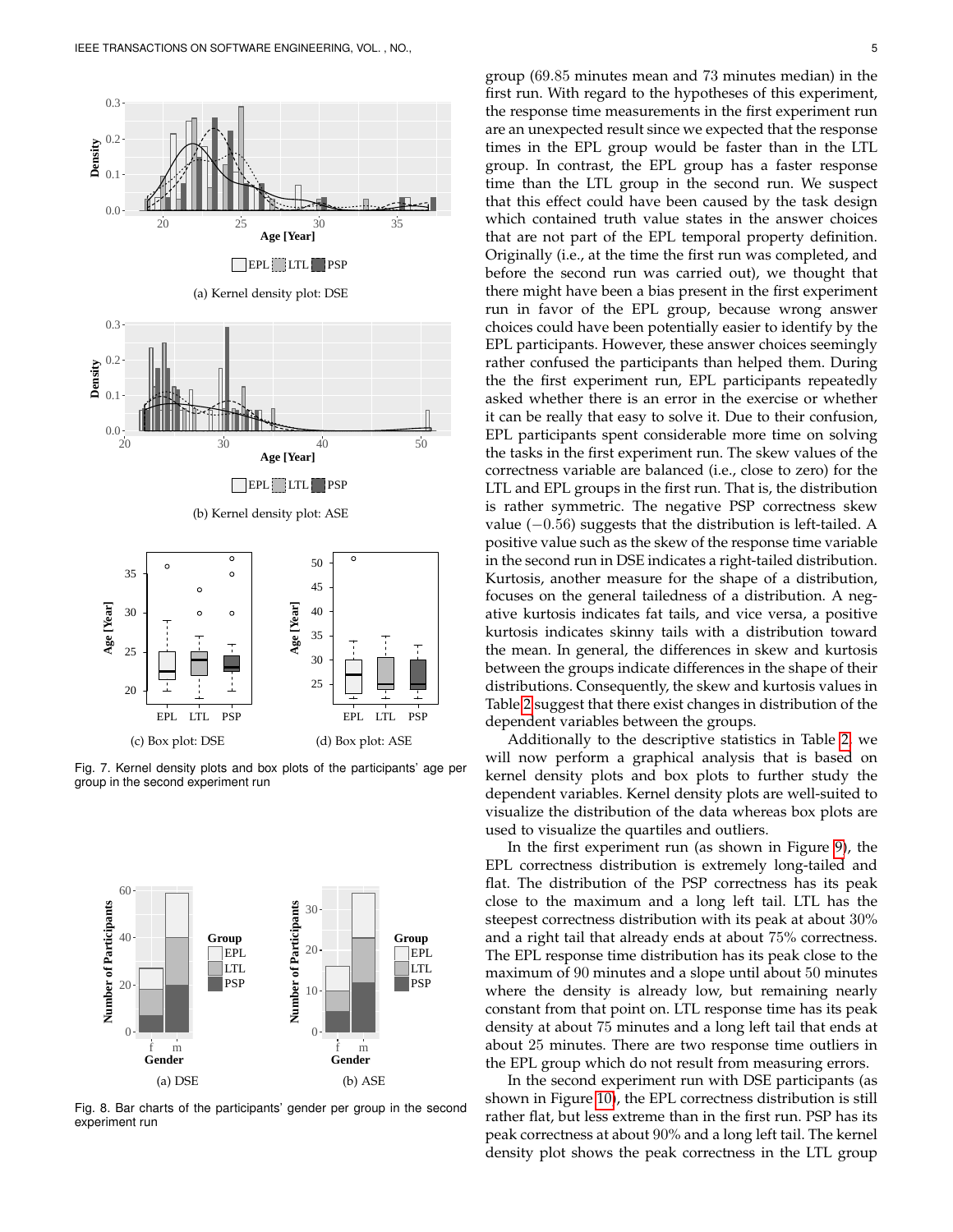Fig. 7. Kernel density plots and box plots of the participants' age per group in the second experiment run

(a) Kernel density plot: DSE

(b) Kernel density plot: ASE

(c) Box plot: DSE

(d) Box plot: ASE

Fig. 8. Bar charts of the participants' gender per group in the second experiment run

(a) DSE

(b) ASE

group (69.85 minutes mean and 73 minutes median) in the first run. With regard to the hypotheses of this experiment, the response time measurements in the first experiment run are an unexpected result since we expected that the response times in the EPL group would be faster than in the LTL group. In contrast, the EPL group has a faster response time than the LTL group in the second run. We suspect that this effect could have been caused by the task design which contained truth value states in the answer choices that are not part of the EPL temporal property definition. Originally (i.e., at the time the first run was completed, and before the second run was carried out), we thought that there might have been a bias present in the first experiment run in favor of the EPL group, because wrong answer choices could have been potentially easier to identify by the EPL participants. However, these answer choices seemingly rather confused the participants than helped them. During the the first experiment run, EPL participants repeatedly asked whether there is an error in the exercise or whether it can be really that easy to solve it. Due to their confusion, EPL participants spent considerable more time on solving the tasks in the first experiment run. The skew values of the correctness variable are balanced (i.e., close to zero) for the LTL and EPL groups in the first run. That is, the distribution is rather symmetric. The negative PSP correctness skew value ($-0.56$) suggests that the distribution is left-tailed. A positive value such as the skew of the response time variable in the second run in DSE indicates a right-tailed distribution. Kurtosis, another measure for the shape of a distribution, focuses on the general tailedness of a distribution. A negative kurtosis indicates fat tails, and vice versa, a positive kurtosis indicates skinny tails with a distribution toward the mean. In general, the differences in skew and kurtosis between the groups indicate differences in the shape of their distributions. Consequently, the skew and kurtosis values in Table 2 suggest that there exist changes in distribution of the dependent variables between the groups.

Additionally to the descriptive statistics in Table 2, we will now perform a graphical analysis that is based on kernel density plots and box plots to further study the dependent variables. Kernel density plots are well-suited to visualize the distribution of the data whereas box plots are used to visualize the quartiles and outliers.

In the first experiment run (as shown in Figure 9), the EPL correctness distribution is extremely long-tailed and flat. The distribution of the PSP correctness has its peak close to the maximum and a long left tail. LTL has the steepest correctness distribution with its peak at about 30% and a right tail that already ends at about 75% correctness. The EPL response time distribution has its peak close to the maximum of 90 minutes and a slope until about 50 minutes where the density is already low, but remaining nearly constant from that point on. LTL response time has its peak density at about 75 minutes and a long left tail that ends at about 25 minutes. There are two response time outliers in the EPL group which do not result from measuring errors.

In the second experiment run with DSE participants (as shown in Figure 10), the EPL correctness distribution is still rather flat, but less extreme than in the first run. PSP has its peak correctness at about 90% and a long left tail. The kernel density plot shows the peak correctness in the LTL group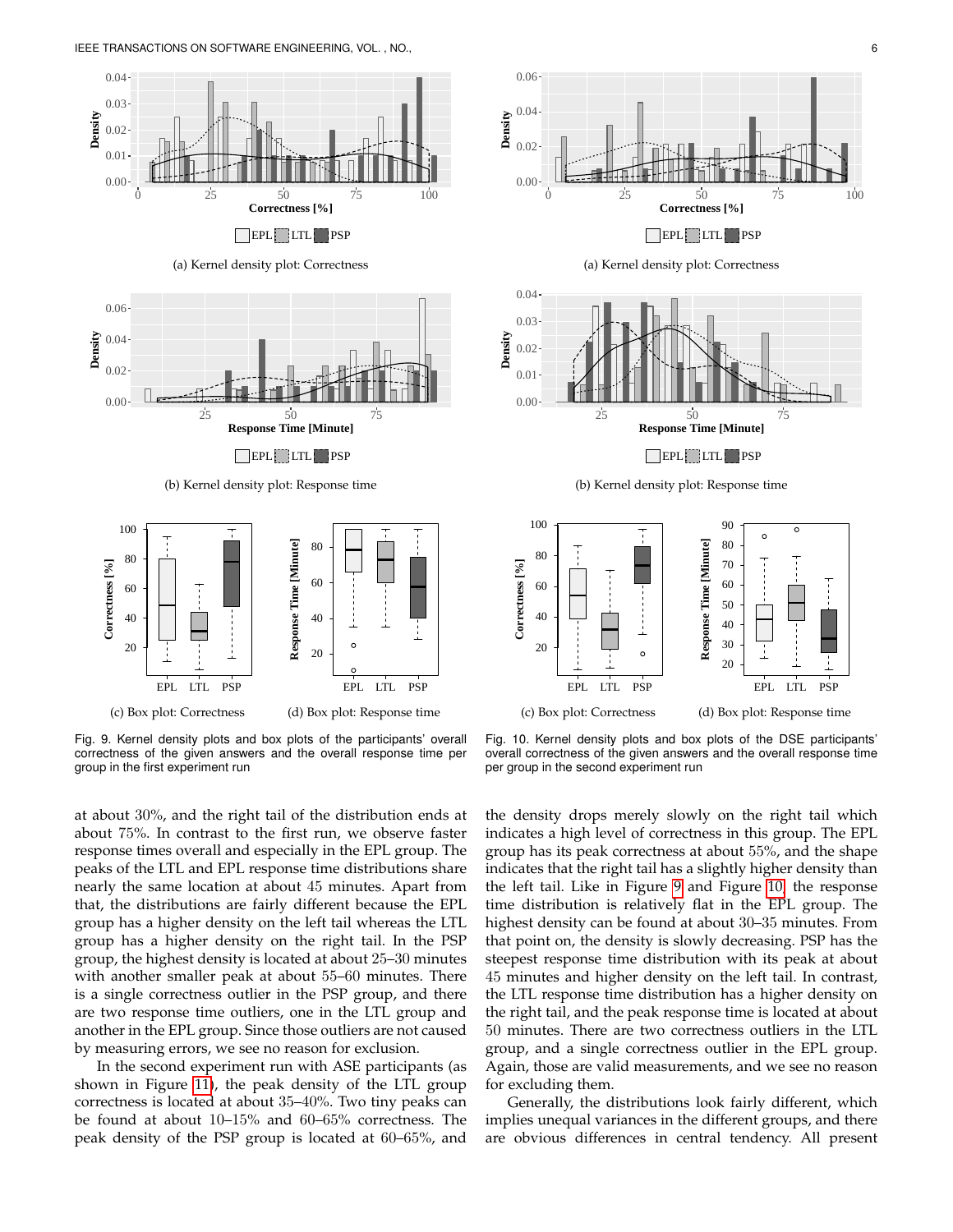(a) Kernel density plot: Correctness

(b) Kernel density plot: Response time

(c) Box plot: Correctness

(d) Box plot: Response time

Fig. 9. Kernel density plots and box plots of the participants' overall correctness of the given answers and the overall response time per group in the first experiment run

(a) Kernel density plot: Correctness

(b) Kernel density plot: Response time

(c) Box plot: Correctness

(d) Box plot: Response time

Fig. 10. Kernel density plots and box plots of the DSE participants' overall correctness of the given answers and the overall response time per group in the second experiment run

at about 30%, and the right tail of the distribution ends at about 75%. In contrast to the first run, we observe faster response times overall and especially in the EPL group. The peaks of the LTL and EPL response time distributions share nearly the same location at about 45 minutes. Apart from that, the distributions are fairly different because the EPL group has a higher density on the left tail whereas the LTL group has a higher density on the right tail. In the PSP group, the highest density is located at about 25–30 minutes with another smaller peak at about 55–60 minutes. There is a single correctness outlier in the PSP group, and there are two response time outliers, one in the LTL group and another in the EPL group. Since those outliers are not caused by measuring errors, we see no reason for exclusion.

In the second experiment run with ASE participants (as shown in Figure 11), the peak density of the LTL group correctness is located at about 35–40%. Two tiny peaks can be found at about 10–15% and 60–65% correctness. The peak density of the PSP group is located at 60–65%, and the density drops merely slowly on the right tail which indicates a high level of correctness in this group. The EPL group has its peak correctness at about 55%, and the shape indicates that the right tail has a slightly higher density than the left tail. Like in Figure 9 and Figure 10, the response time distribution is relatively flat in the EPL group. The highest density can be found at about 30–35 minutes. From that point on, the density is slowly decreasing. PSP has the steepest response time distribution with its peak at about 45 minutes and higher density on the left tail. In contrast, the LTL response time distribution has a higher density on the right tail, and the peak response time is located at about 50 minutes. There are two correctness outliers in the LTL group, and a single correctness outlier in the EPL group. Again, those are valid measurements, and we see no reason for excluding them.

Generally, the distributions look fairly different, which implies unequal variances in the different groups, and there are obvious differences in central tendency. All present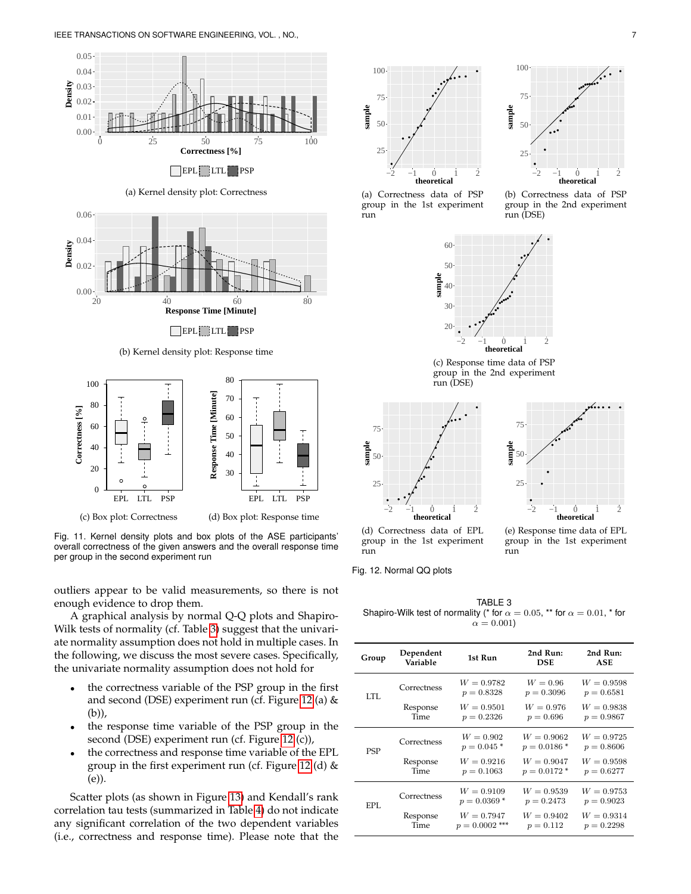(a) Kernel density plot: Correctness

(b) Kernel density plot: Response time

(c) Box plot: Correctness

(d) Box plot: Response time

Fig. 11. Kernel density plots and box plots of the ASE participants' overall correctness of the given answers and the overall response time per group in the second experiment run

(a) Correctness data of PSP group in the 1st experiment run

(b) Correctness data of PSP group in the 2nd experiment run (DSE)

(c) Response time data of PSP group in the 2nd experiment run (DSE)

(d) Correctness data of EPL group in the 1st experiment run

(e) Response time data of EPL group in the 1st experiment run

Fig. 12. Normal QQ plots

outliers appear to be valid measurements, so there is not enough evidence to drop them.

A graphical analysis by normal Q-Q plots and Shapiro-Wilk tests of normality (cf. Table 3) suggest that the univariate normality assumption does not hold in multiple cases. In the following, we discuss the most severe cases. Specifically, the univariate normality assumption does not hold for

- the correctness variable of the PSP group in the first and second (DSE) experiment run (cf. Figure 12 (a) & (b)),
- the response time variable of the PSP group in the second (DSE) experiment run (cf. Figure 12 (c)),
- the correctness and response time variable of the EPL group in the first experiment run (cf. Figure 12 (d) & (e)).

Scatter plots (as shown in Figure 13) and Kendall's rank correlation tau tests (summarized in Table 4) do not indicate any significant correlation of the two dependent variables (i.e., correctness and response time). Please note that the

TABLE 3
Shapiro-Wilk test of normality (* for $\alpha = 0.05$, ** for $\alpha = 0.01$, * for $\alpha = 0.001$)

| Group | Dependent Variable | 1st Run | 2nd Run: DSE | 2nd Run: ASE |
|---|---|---|---|---|
| LTL | Correctness | $W = 0.9782$ $p = 0.8328$ | $W = 0.96$ $p = 0.3096$ | $W = 0.9598$ $p = 0.6581$ |
| | Response Time | $W = 0.9501$ $p = 0.2326$ | $W = 0.976$ $p = 0.696$ | $W = 0.9838$ $p = 0.9867$ |
| PSP | Correctness | $W = 0.902$ $p = 0.045$ * | $W = 0.9062$ $p = 0.0186$ * | $W = 0.9725$ $p = 0.8606$ |
| | Response Time | $W = 0.9216$ $p = 0.1063$ | $W = 0.9047$ $p = 0.0172$ * | $W = 0.9598$ $p = 0.6277$ |
| EPL | Correctness | $W = 0.9109$ $p = 0.0369$ * | $W = 0.9539$ $p = 0.2473$ | $W = 0.9753$ $p = 0.9023$ |
| | Response Time | $W = 0.7947$ $p = 0.0002$ *** | $W = 0.9402$ $p = 0.112$ | $W = 0.9314$ $p = 0.2298$ |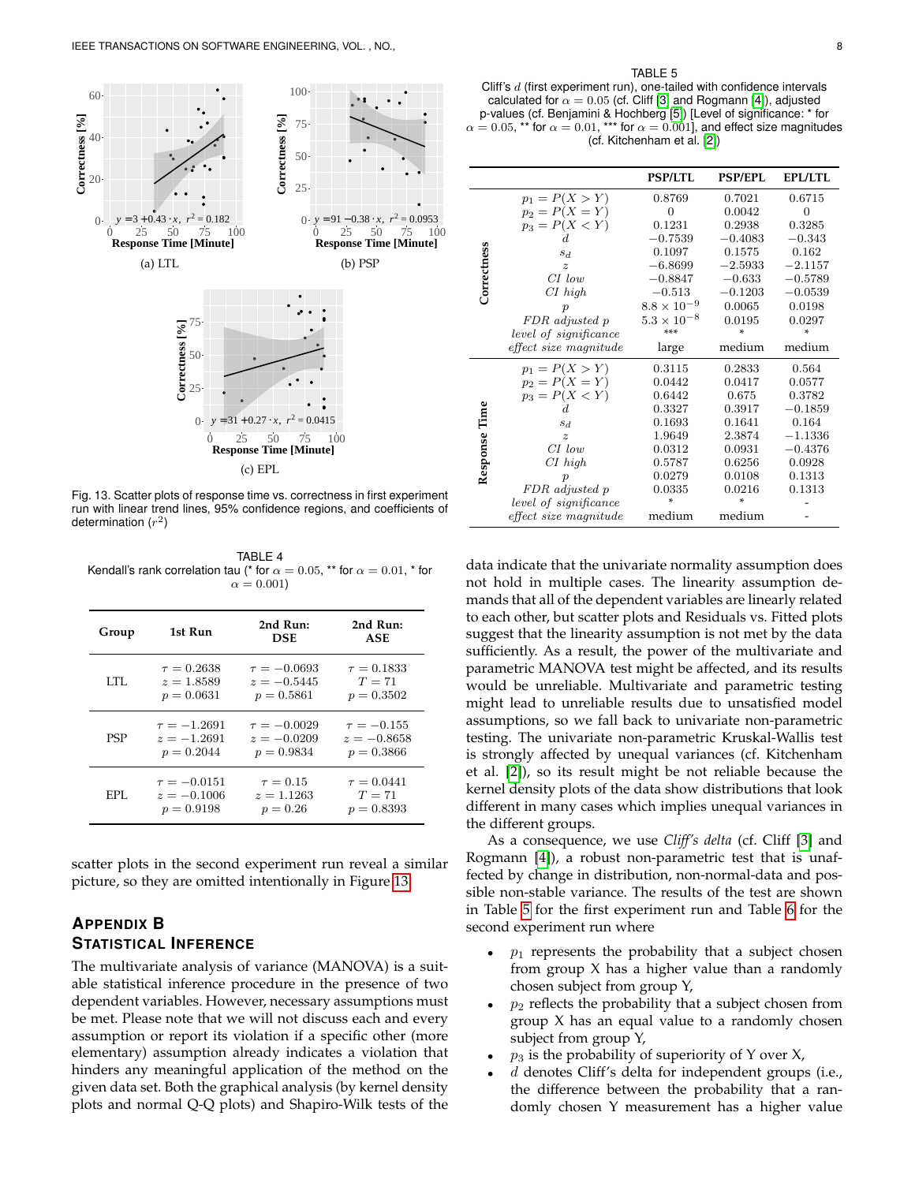Fig. 13. Scatter plots of response time vs. correctness in first experiment run with linear trend lines, 95% confidence regions, and coefficients of determination ($r^2$)

TABLE 4
Kendall's rank correlation tau (* for $\alpha = 0.05$, ** for $\alpha = 0.01$, * for $\alpha = 0.001$)

| Group | 1st Run | 2nd Run: DSE | 2nd Run: ASE |
|---|---|---|---|
| LTL | $\tau = 0.2638$ $z = 1.8589$ $p = 0.0631$ | $\tau = -0.0693$ $z = -0.5445$ $p = 0.5861$ | $\tau = 0.1833$ $T = 71$ $p = 0.3502$ |
| PSP | $\tau = -1.2691$ $z = -1.2691$ $p = 0.2044$ | $\tau = -0.0029$ $z = -0.0209$ $p = 0.9834$ | $\tau = -0.155$ $z = -0.8658$ $p = 0.3866$ |
| EPL | $\tau = -0.0151$ $z = -0.1006$ $p = 0.9198$ | $\tau = 0.15$ $z = 1.1263$ $p = 0.26$ | $\tau = 0.0441$ $T = 71$ $p = 0.8393$ |

scatter plots in the second experiment run reveal a similar picture, so they are omitted intentionally in Figure 13.

## Appendix B
## Statistical Inference

The multivariate analysis of variance (MANOVA) is a suitable statistical inference procedure in the presence of two dependent variables. However, necessary assumptions must be met. Please note that we will not discuss each and every assumption or report its violation if a specific other (more elementary) assumption already indicates a violation that hinders any meaningful application of the method on the given data set. Both the graphical analysis (by kernel density plots and normal Q-Q plots) and Shapiro-Wilk tests of the data indicate that the univariate normality assumption does not hold in multiple cases. The linearity assumption demands that all of the dependent variables are linearly related to each other, but scatter plots and Residuals vs. Fitted plots suggest that the linearity assumption is not met by the data sufficiently. As a result, the power of the multivariate and parametric MANOVA test might be affected, and its results would be unreliable. Multivariate and parametric testing might lead to unreliable results due to unsatisfied model assumptions, so we fall back to univariate non-parametric testing. The univariate non-parametric Kruskal-Wallis test is strongly affected by unequal variances (cf. Kitchenham et al. [2]), so its result might be not reliable because the kernel density plots of the data show distributions that look different in many cases which implies unequal variances in the different groups.

As a consequence, we use *Cliff's delta* (cf. Cliff [3] and Rogmann [4]), a robust non-parametric test that is unaffected by change in distribution, non-normal-data and possible non-stable variance. The results of the test are shown in Table 5 for the first experiment run and Table 6 for the second experiment run where

- $p_1$ represents the probability that a subject chosen from group X has a higher value than a randomly chosen subject from group Y,
- $p_2$ reflects the probability that a subject chosen from group X has an equal value to a randomly chosen subject from group Y,
- $p_3$ is the probability of superiority of Y over X,
- $d$ denotes Cliff's delta for independent groups (i.e., the difference between the probability that a randomly chosen Y measurement has a higher value

TABLE 5
Cliff's $d$ (first experiment run), one-tailed with confidence intervals calculated for $\alpha = 0.05$ (cf. Cliff [3] and Rogmann [4]), adjusted p-values (cf. Benjamini & Hochberg [5]) [Level of significance: * for $\alpha = 0.05$, ** for $\alpha = 0.01$, *** for $\alpha = 0.001$], and effect size magnitudes (cf. Kitchenham et al. [2])

| | | PSP/LTL | PSP/EPL | EPL/LTL |
|---|---|---|---|---|
| Correctness | $p_1 = P(X > Y)$ | 0.8769 | 0.7021 | 0.6715 |
| | $p_2 = P(X = Y)$ | 0 | 0.0042 | 0 |
| | $p_3 = P(X < Y)$ | 0.1231 | 0.2938 | 0.3285 |
| | $d$ | $-0.7539$ | $-0.4083$ | $-0.343$ |
| | $s_d$ | 0.1097 | 0.1575 | 0.162 |
| | $z$ | $-6.8699$ | $-2.5933$ | $-2.1157$ |
| | *CI low* | $-0.8847$ | $-0.633$ | $-0.5789$ |
| | *CI high* | $-0.513$ | $-0.1203$ | $-0.0539$ |
| | $p$ | $8.8 \times 10^{-9}$ | 0.0065 | 0.0198 |
| | *FDR adjusted p* | $5.3 \times 10^{-8}$ | 0.0195 | 0.0297 |
| | *level of significance* | *** | * | * |
| | *effect size magnitude* | large | medium | medium |
| Response Time | $p_1 = P(X > Y)$ | 0.3115 | 0.2833 | 0.564 |
| | $p_2 = P(X = Y)$ | 0.0442 | 0.0417 | 0.0577 |
| | $p_3 = P(X < Y)$ | 0.6442 | 0.675 | 0.3782 |
| | $d$ | 0.3327 | 0.3917 | $-0.1859$ |
| | $s_d$ | 0.1693 | 0.1641 | 0.164 |
| | $z$ | 1.9649 | 2.3874 | $-1.1336$ |
| | *CI low* | 0.0312 | 0.0931 | $-0.4376$ |
| | *CI high* | 0.5787 | 0.6256 | 0.0928 |
| | $p$ | 0.0279 | 0.0108 | 0.1313 |
| | *FDR adjusted p* | 0.0335 | 0.0216 | 0.1313 |
| | *level of significance* | * | * | - |
| | *effect size magnitude* | medium | medium | - |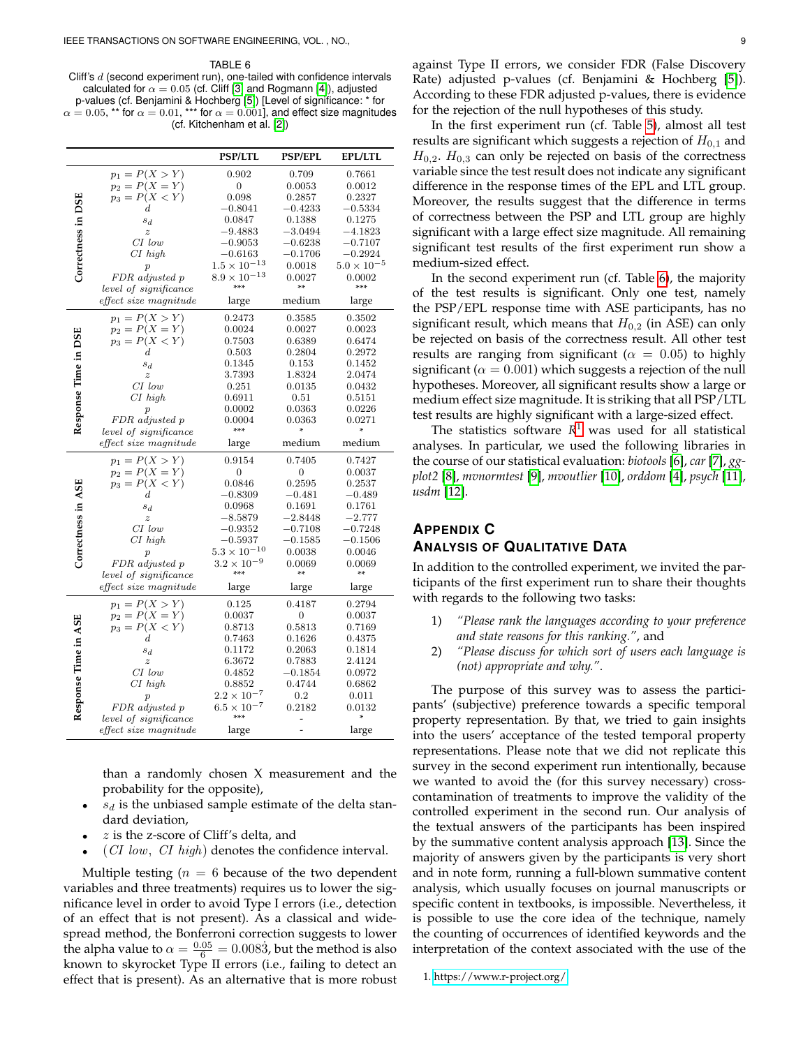TABLE 6
Cliff's $d$ (second experiment run), one-tailed with confidence intervals calculated for $\alpha = 0.05$ (cf. Cliff [3] and Rogmann [4]), adjusted p-values (cf. Benjamini & Hochberg [5]) [Level of significance: * for $\alpha = 0.05$, ** for $\alpha = 0.01$, *** for $\alpha = 0.001$], and effect size magnitudes (cf. Kitchenham et al. [2])

| | | PSP/LTL | PSP/EPL | EPL/LTL |
|---|---|---|---|---|
| **Correctness in DSE** | $p_1 = P(X > Y)$ | 0.902 | 0.709 | 0.7661 |
| | $p_2 = P(X = Y)$ | 0 | 0.0053 | 0.0012 |
| | $p_3 = P(X < Y)$ | 0.098 | 0.2857 | 0.2327 |
| | $d$ | $-0.8041$ | $-0.4233$ | $-0.5334$ |
| | $s_d$ | 0.0847 | 0.1388 | 0.1275 |
| | $z$ | $-9.4883$ | $-3.0494$ | $-4.1823$ |
| | *CI low* | $-0.9053$ | $-0.6238$ | $-0.7107$ |
| | *CI high* | $-0.6163$ | $-0.1706$ | $-0.2924$ |
| | $p$ | $1.5 \times 10^{-13}$ | 0.0018 | $5.0 \times 10^{-5}$ |
| | *FDR adjusted p* | $8.9 \times 10^{-13}$ | 0.0027 | 0.0002 |
| | *level of significance* | *** | ** | *** |
| | *effect size magnitude* | large | medium | large |
| **Response Time in DSE** | $p_1 = P(X > Y)$ | 0.2473 | 0.3585 | 0.3502 |
| | $p_2 = P(X = Y)$ | 0.0024 | 0.0027 | 0.0023 |
| | $p_3 = P(X < Y)$ | 0.7503 | 0.6389 | 0.6474 |
| | $d$ | 0.503 | 0.2804 | 0.2972 |
| | $s_d$ | 0.1345 | 0.153 | 0.1452 |
| | $z$ | 3.7393 | 1.8324 | 2.0474 |
| | *CI low* | 0.251 | 0.0135 | 0.0432 |
| | *CI high* | 0.6911 | 0.51 | 0.5151 |
| | $p$ | 0.0002 | 0.0363 | 0.0226 |
| | *FDR adjusted p* | 0.0004 | 0.0363 | 0.0271 |
| | *level of significance* | *** | * | * |
| | *effect size magnitude* | large | medium | medium |
| **Correctness in ASE** | $p_1 = P(X > Y)$ | 0.9154 | 0.7405 | 0.7427 |
| | $p_2 = P(X = Y)$ | 0 | 0 | 0.0037 |
| | $p_3 = P(X < Y)$ | 0.0846 | 0.2595 | 0.2537 |
| | $d$ | $-0.8309$ | $-0.481$ | $-0.489$ |
| | $s_d$ | 0.0968 | 0.1691 | 0.1761 |
| | $z$ | $-8.5879$ | $-2.8448$ | $-2.777$ |
| | *CI low* | $-0.9352$ | $-0.7108$ | $-0.7248$ |
| | *CI high* | $-0.5937$ | $-0.1585$ | $-0.1506$ |
| | $p$ | $5.3 \times 10^{-10}$ | 0.0038 | 0.0046 |
| | *FDR adjusted p* | $3.2 \times 10^{-9}$ | 0.0069 | 0.0069 |
| | *level of significance* | *** | ** | ** |
| | *effect size magnitude* | large | large | large |
| **Response Time in ASE** | $p_1 = P(X > Y)$ | 0.125 | 0.4187 | 0.2794 |
| | $p_2 = P(X = Y)$ | 0.0037 | 0 | 0.0037 |
| | $p_3 = P(X < Y)$ | 0.8713 | 0.5813 | 0.7169 |
| | $d$ | 0.7463 | 0.1626 | 0.4375 |
| | $s_d$ | 0.1172 | 0.2063 | 0.1814 |
| | $z$ | 6.3672 | 0.7883 | 2.4124 |
| | *CI low* | 0.4852 | $-0.1854$ | 0.0972 |
| | *CI high* | 0.8852 | 0.4744 | 0.6862 |
| | $p$ | $2.2 \times 10^{-7}$ | 0.2 | 0.011 |
| | *FDR adjusted p* | $6.5 \times 10^{-7}$ | 0.2182 | 0.0132 |
| | *level of significance* | *** | - | * |
| | *effect size magnitude* | large | - | large |

than a randomly chosen X measurement and the probability for the opposite),

- $s_d$ is the unbiased sample estimate of the delta standard deviation,
- $z$ is the z-score of Cliff's delta, and
- $(CI\ low,\ CI\ high)$ denotes the confidence interval.

Multiple testing ($n = 6$ because of the two dependent variables and three treatments) requires us to lower the significance level in order to avoid Type I errors (i.e., detection of an effect that is not present). As a classical and widespread method, the Bonferroni correction suggests to lower the alpha value to $\alpha = \frac{0.05}{6} = 0.008\dot{3}$, but the method is also known to skyrocket Type II errors (i.e., failing to detect an effect that is present). As an alternative that is more robust against Type II errors, we consider FDR (False Discovery Rate) adjusted p-values (cf. Benjamini & Hochberg [5]). According to these FDR adjusted p-values, there is evidence for the rejection of the null hypotheses of this study.

In the first experiment run (cf. Table 5), almost all test results are significant which suggests a rejection of $H_{0,1}$ and $H_{0,2}$. $H_{0,3}$ can only be rejected on basis of the correctness variable since the test result does not indicate any significant difference in the response times of the EPL and LTL group. Moreover, the results suggest that the difference in terms of correctness between the PSP and LTL group are highly significant with a large effect size magnitude. All remaining significant test results of the first experiment run show a medium-sized effect.

In the second experiment run (cf. Table 6), the majority of the test results is significant. Only one test, namely the PSP/EPL response time with ASE participants, has no significant result, which means that $H_{0,2}$ (in ASE) can only be rejected on basis of the correctness result. All other test results are ranging from significant ($\alpha = 0.05$) to highly significant ($\alpha = 0.001$) which suggests a rejection of the null hypotheses. Moreover, all significant results show a large or medium effect size magnitude. It is striking that all PSP/LTL test results are highly significant with a large-sized effect.

The statistics software $R$[1] was used for all statistical analyses. In particular, we used the following libraries in the course of our statistical evaluation: *biotools* [6], *car* [7], *ggplot2* [8], *mvnormtest* [9], *mvoutlier* [10], *orddom* [4], *psych* [11], *usdm* [12].

## Appendix C
## Analysis of Qualitative Data

In addition to the controlled experiment, we invited the participants of the first experiment run to share their thoughts with regards to the following two tasks:

1) *"Please rank the languages according to your preference and state reasons for this ranking."*, and
2) *"Please discuss for which sort of users each language is (not) appropriate and why."*.

The purpose of this survey was to assess the participants' (subjective) preference towards a specific temporal property representation. By that, we tried to gain insights into the users' acceptance of the tested temporal property representations. Please note that we did not replicate this survey in the second experiment run intentionally, because we wanted to avoid the (for this survey necessary) cross-contamination of treatments to improve the validity of the controlled experiment in the second run. Our analysis of the textual answers of the participants has been inspired by the summative content analysis approach [13]. Since the majority of answers given by the participants is very short and in note form, running a full-blown summative content analysis, which usually focuses on journal manuscripts or specific content in textbooks, is impossible. Nevertheless, it is possible to use the core idea of the technique, namely the counting of occurrences of identified keywords and the interpretation of the context associated with the use of the

1. https://www.r-project.org/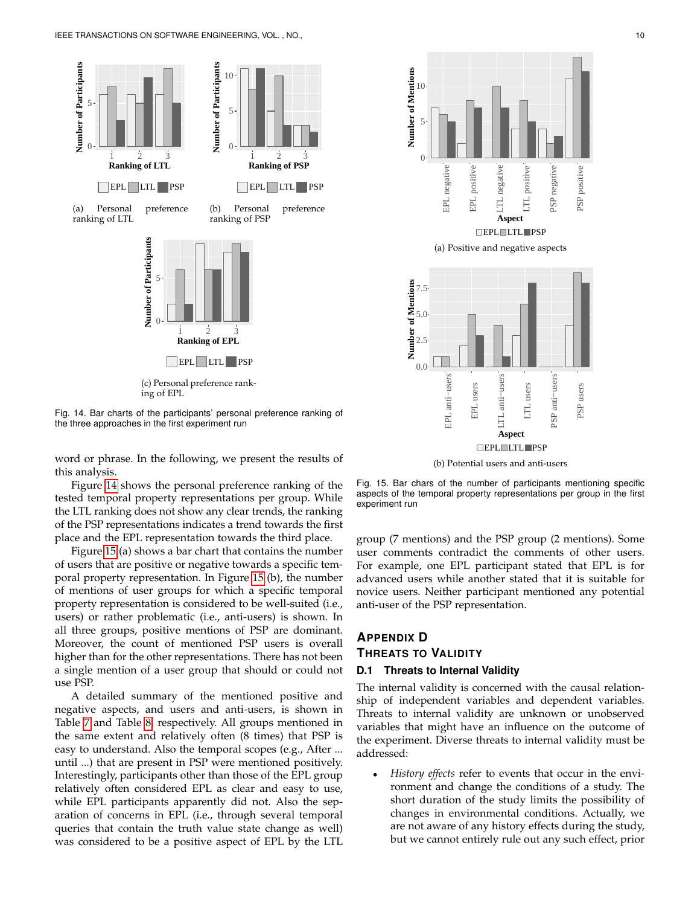(a) Personal preference ranking of LTL

(b) Personal preference ranking of PSP

(c) Personal preference ranking of EPL

Fig. 14. Bar charts of the participants' personal preference ranking of the three approaches in the first experiment run

word or phrase. In the following, we present the results of this analysis.

Figure 14 shows the personal preference ranking of the tested temporal property representations per group. While the LTL ranking does not show any clear trends, the ranking of the PSP representations indicates a trend towards the first place and the EPL representation towards the third place.

Figure 15 (a) shows a bar chart that contains the number of users that are positive or negative towards a specific temporal property representation. In Figure 15 (b), the number of mentions of user groups for which a specific temporal property representation is considered to be well-suited (i.e., users) or rather problematic (i.e., anti-users) is shown. In all three groups, positive mentions of PSP are dominant. Moreover, the count of mentioned PSP users is overall higher than for the other representations. There has not been a single mention of a user group that should or could not use PSP.

A detailed summary of the mentioned positive and negative aspects, and users and anti-users, is shown in Table 7 and Table 8, respectively. All groups mentioned in the same extent and relatively often (8 times) that PSP is easy to understand. Also the temporal scopes (e.g., After ... until ...) that are present in PSP were mentioned positively. Interestingly, participants other than those of the EPL group relatively often considered EPL as clear and easy to use, while EPL participants apparently did not. Also the separation of concerns in EPL (i.e., through several temporal queries that contain the truth value state change as well) was considered to be a positive aspect of EPL by the LTL group (7 mentions) and the PSP group (2 mentions). Some user comments contradict the comments of other users. For example, one EPL participant stated that EPL is for advanced users while another stated that it is suitable for novice users. Neither participant mentioned any potential anti-user of the PSP representation.

(a) Positive and negative aspects

(b) Potential users and anti-users

Fig. 15. Bar chars of the number of participants mentioning specific aspects of the temporal property representations per group in the first experiment run

# Appendix D
# Threats to Validity

## D.1 Threats to Internal Validity

The internal validity is concerned with the causal relationship of independent variables and dependent variables. Threats to internal validity are unknown or unobserved variables that might have an influence on the outcome of the experiment. Diverse threats to internal validity must be addressed:

- *History effects* refer to events that occur in the environment and change the conditions of a study. The short duration of the study limits the possibility of changes in environmental conditions. Actually, we are not aware of any history effects during the study, but we cannot entirely rule out any such effect, prior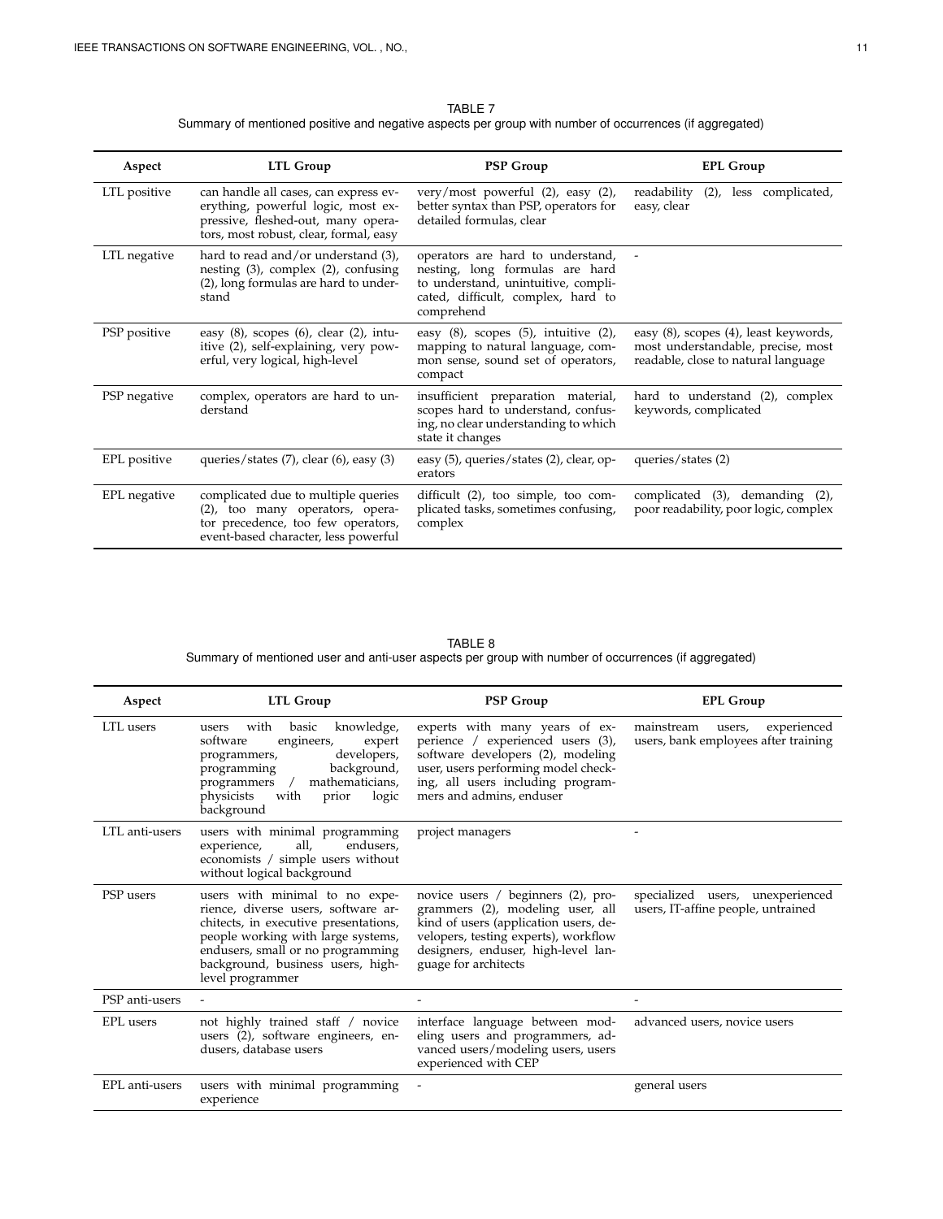TABLE 7
Summary of mentioned positive and negative aspects per group with number of occurrences (if aggregated)

| Aspect | LTL Group | PSP Group | EPL Group |
|---|---|---|---|
| LTL positive | can handle all cases, can express everything, powerful logic, most expressive, fleshed-out, many operators, most robust, clear, formal, easy | very/most powerful (2), easy (2), better syntax than PSP, operators for detailed formulas, clear | readability (2), less complicated, easy, clear |
| LTL negative | hard to read and/or understand (3), nesting (3), complex (2), confusing (2), long formulas are hard to understand | operators are hard to understand, nesting, long formulas are hard to understand, unintuitive, complicated, difficult, complex, hard to comprehend | - |
| PSP positive | easy (8), scopes (6), clear (2), intuitive (2), self-explaining, very powerful, very logical, high-level | easy (8), scopes (5), intuitive (2), mapping to natural language, common sense, sound set of operators, compact | easy (8), scopes (4), least keywords, most understandable, precise, most readable, close to natural language |
| PSP negative | complex, operators are hard to understand | insufficient preparation material, scopes hard to understand, confusing, no clear understanding to which state it changes | hard to understand (2), complex keywords, complicated |
| EPL positive | queries/states (7), clear (6), easy (3) | easy (5), queries/states (2), clear, operators | queries/states (2) |
| EPL negative | complicated due to multiple queries (2), too many operators, operator precedence, too few operators, event-based character, less powerful | difficult (2), too simple, too complicated tasks, sometimes confusing, complex | complicated (3), demanding (2), poor readability, poor logic, complex |

TABLE 8
Summary of mentioned user and anti-user aspects per group with number of occurrences (if aggregated)

| Aspect | LTL Group | PSP Group | EPL Group |
|---|---|---|---|
| LTL users | users with basic knowledge, software engineers, expert programmers, developers, programming background, programmers / mathematicians, physicists with prior logic background | experts with many years of experience / experienced users (3), software developers (2), modeling user, users performing model checking, all users including programmers and admins, enduser | mainstream users, experienced users, bank employees after training |
| LTL anti-users | users with minimal programming experience, all, endusers, economists / simple users without without logical background | project managers | - |
| PSP users | users with minimal to no experience, diverse users, software architects, in executive presentations, people working with large systems, endusers, small or no programming background, business users, high-level programmer | novice users / beginners (2), programmers (2), modeling user, all kind of users (application users, developers, testing experts), workflow designers, enduser, high-level language for architects | specialized users, unexperienced users, IT-affine people, untrained |
| PSP anti-users | - | - | - |
| EPL users | not highly trained staff / novice users (2), software engineers, endusers, database users | interface language between modeling users and programmers, advanced users/modeling users, users experienced with CEP | advanced users, novice users |
| EPL anti-users | users with minimal programming experience | - | general users |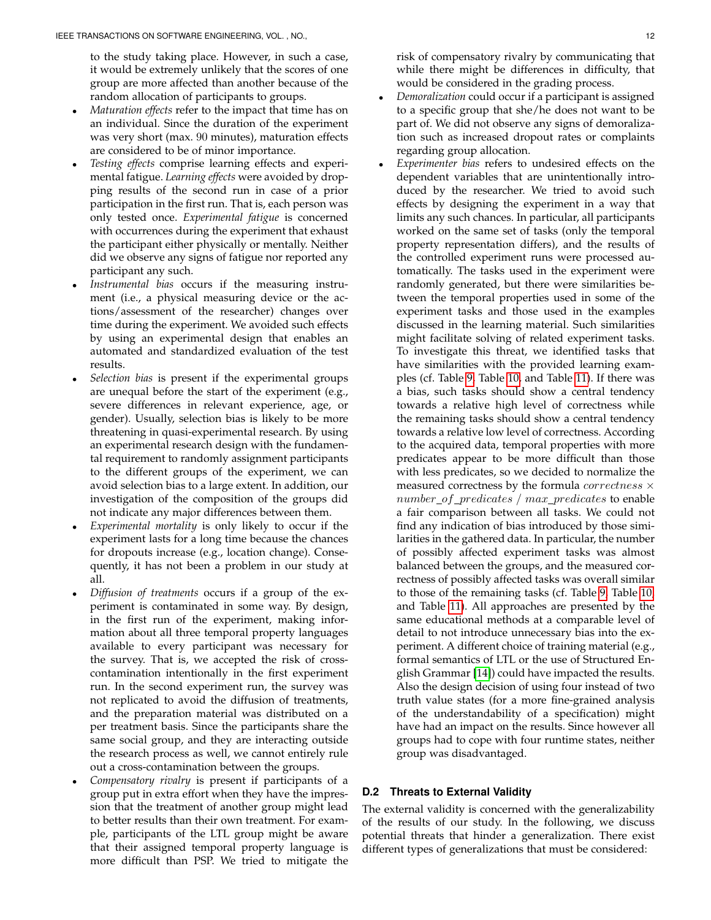to the study taking place. However, in such a case, it would be extremely unlikely that the scores of one group are more affected than another because of the random allocation of participants to groups.

- *Maturation effects* refer to the impact that time has on an individual. Since the duration of the experiment was very short (max. 90 minutes), maturation effects are considered to be of minor importance.
- *Testing effects* comprise learning effects and experimental fatigue. *Learning effects* were avoided by dropping results of the second run in case of a prior participation in the first run. That is, each person was only tested once. *Experimental fatigue* is concerned with occurrences during the experiment that exhaust the participant either physically or mentally. Neither did we observe any signs of fatigue nor reported any participant any such.
- *Instrumental bias* occurs if the measuring instrument (i.e., a physical measuring device or the actions/assessment of the researcher) changes over time during the experiment. We avoided such effects by using an experimental design that enables an automated and standardized evaluation of the test results.
- *Selection bias* is present if the experimental groups are unequal before the start of the experiment (e.g., severe differences in relevant experience, age, or gender). Usually, selection bias is likely to be more threatening in quasi-experimental research. By using an experimental research design with the fundamental requirement to randomly assignment participants to the different groups of the experiment, we can avoid selection bias to a large extent. In addition, our investigation of the composition of the groups did not indicate any major differences between them.
- *Experimental mortality* is only likely to occur if the experiment lasts for a long time because the chances for dropouts increase (e.g., location change). Consequently, it has not been a problem in our study at all.
- *Diffusion of treatments* occurs if a group of the experiment is contaminated in some way. By design, in the first run of the experiment, making information about all three temporal property languages available to every participant was necessary for the survey. That is, we accepted the risk of cross-contamination intentionally in the first experiment run. In the second experiment run, the survey was not replicated to avoid the diffusion of treatments, and the preparation material was distributed on a per treatment basis. Since the participants share the same social group, and they are interacting outside the research process as well, we cannot entirely rule out a cross-contamination between the groups.
- *Compensatory rivalry* is present if participants of a group put in extra effort when they have the impression that the treatment of another group might lead to better results than their own treatment. For example, participants of the LTL group might be aware that their assigned temporal property language is more difficult than PSP. We tried to mitigate the risk of compensatory rivalry by communicating that while there might be differences in difficulty, that would be considered in the grading process.
- *Demoralization* could occur if a participant is assigned to a specific group that she/he does not want to be part of. We did not observe any signs of demoralization such as increased dropout rates or complaints regarding group allocation.
- *Experimenter bias* refers to undesired effects on the dependent variables that are unintentionally introduced by the researcher. We tried to avoid such effects by designing the experiment in a way that limits any such chances. In particular, all participants worked on the same set of tasks (only the temporal property representation differs), and the results of the controlled experiment runs were processed automatically. The tasks used in the experiment were randomly generated, but there were similarities between the temporal properties used in some of the experiment tasks and those used in the examples discussed in the learning material. Such similarities might facilitate solving of related experiment tasks. To investigate this threat, we identified tasks that have similarities with the provided learning examples (cf. Table 9, Table 10, and Table 11). If there was a bias, such tasks should show a central tendency towards a relative high level of correctness while the remaining tasks should show a central tendency towards a relative low level of correctness. According to the acquired data, temporal properties with more predicates appear to be more difficult than those with less predicates, so we decided to normalize the measured correctness by the formula $correctness \times number\_of\_predicates \;/\; max\_predicates$ to enable a fair comparison between all tasks. We could not find any indication of bias introduced by those similarities in the gathered data. In particular, the number of possibly affected experiment tasks was almost balanced between the groups, and the measured correctness of possibly affected tasks was overall similar to those of the remaining tasks (cf. Table 9, Table 10, and Table 11). All approaches are presented by the same educational methods at a comparable level of detail to not introduce unnecessary bias into the experiment. A different choice of training material (e.g., formal semantics of LTL or the use of Structured English Grammar [14]) could have impacted the results. Also the design decision of using four instead of two truth value states (for a more fine-grained analysis of the understandability of a specification) might have had an impact on the results. Since however all groups had to cope with four runtime states, neither group was disadvantaged.

### D.2 Threats to External Validity

The external validity is concerned with the generalizability of the results of our study. In the following, we discuss potential threats that hinder a generalization. There exist different types of generalizations that must be considered: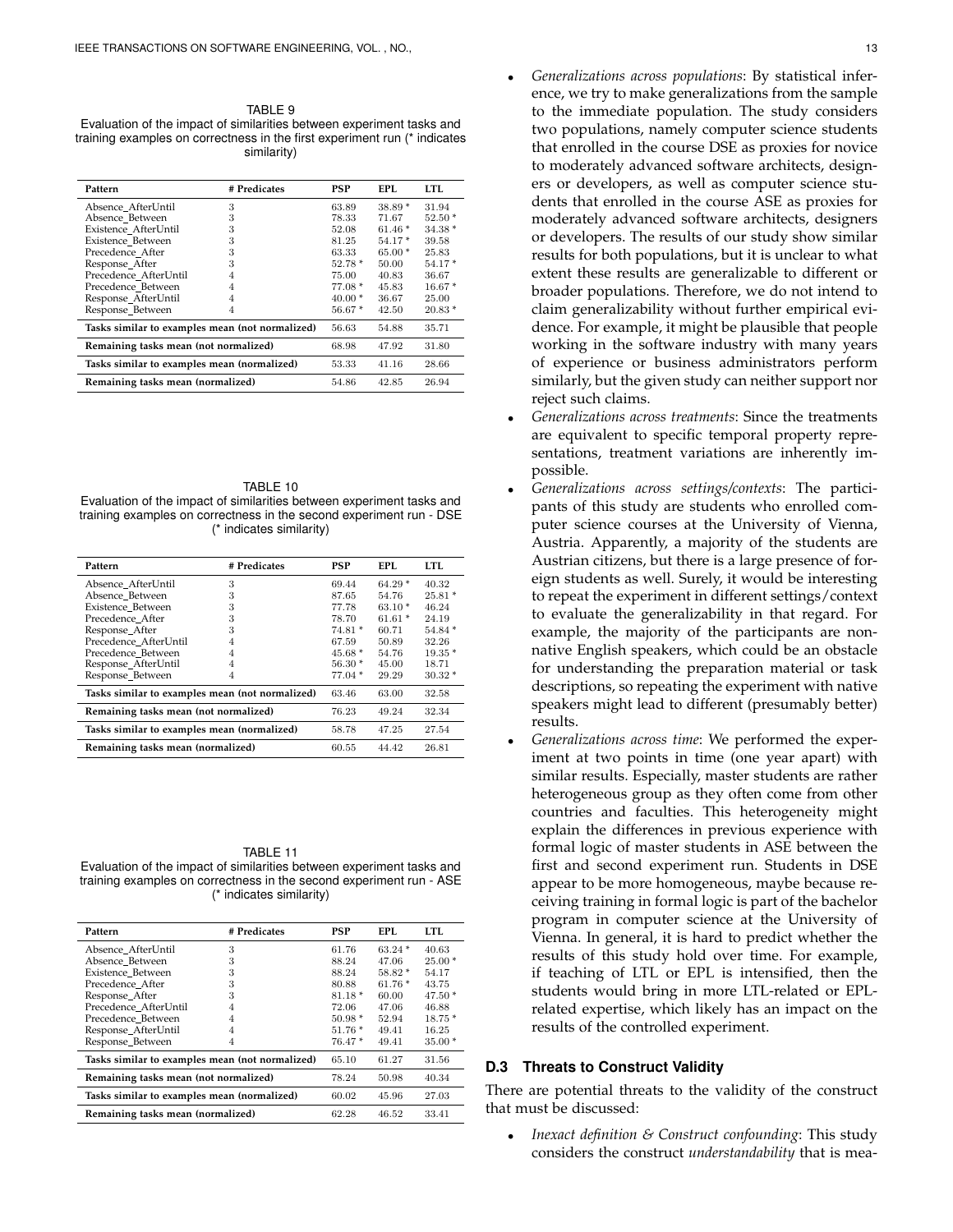TABLE 9
Evaluation of the impact of similarities between experiment tasks and training examples on correctness in the first experiment run (* indicates similarity)

| Pattern | # Predicates | PSP | EPL | LTL |
|---|---|---|---|---|
| Absence_AfterUntil | 3 | 63.89 | 38.89 * | 31.94 |
| Absence_Between | 3 | 78.33 | 71.67 | 52.50 * |
| Existence_AfterUntil | 3 | 52.08 | 61.46 * | 34.38 * |
| Existence_Between | 3 | 81.25 | 54.17 * | 39.58 |
| Precedence_After | 3 | 63.33 | 65.00 * | 25.83 |
| Response_After | 3 | 52.78 * | 50.00 | 54.17 * |
| Precedence_AfterUntil | 4 | 75.00 | 40.83 | 36.67 |
| Precedence_Between | 4 | 77.08 * | 45.83 | 16.67 * |
| Response_AfterUntil | 4 | 40.00 * | 36.67 | 25.00 |
| Response_Between | 4 | 56.67 * | 42.50 | 20.83 * |
| **Tasks similar to examples mean (not normalized)** | | 56.63 | 54.88 | 35.71 |
| **Remaining tasks mean (not normalized)** | | 68.98 | 47.92 | 31.80 |
| **Tasks similar to examples mean (normalized)** | | 53.33 | 41.16 | 28.66 |
| **Remaining tasks mean (normalized)** | | 54.86 | 42.85 | 26.94 |

TABLE 10
Evaluation of the impact of similarities between experiment tasks and training examples on correctness in the second experiment run - DSE (* indicates similarity)

| Pattern | # Predicates | PSP | EPL | LTL |
|---|---|---|---|---|
| Absence_AfterUntil | 3 | 69.44 | 64.29 * | 40.32 |
| Absence_Between | 3 | 87.65 | 54.76 | 25.81 * |
| Existence_Between | 3 | 77.78 | 63.10 * | 46.24 |
| Precedence_After | 3 | 78.70 | 61.61 * | 24.19 |
| Response_After | 3 | 74.81 * | 60.71 | 54.84 * |
| Precedence_AfterUntil | 4 | 67.59 | 50.89 | 32.26 |
| Precedence_Between | 4 | 45.68 * | 54.76 | 19.35 * |
| Response_AfterUntil | 4 | 56.30 * | 45.00 | 18.71 |
| Response_Between | 4 | 77.04 * | 29.29 | 30.32 * |
| **Tasks similar to examples mean (not normalized)** | | 63.46 | 63.00 | 32.58 |
| **Remaining tasks mean (not normalized)** | | 76.23 | 49.24 | 32.34 |
| **Tasks similar to examples mean (normalized)** | | 58.78 | 47.25 | 27.54 |
| **Remaining tasks mean (normalized)** | | 60.55 | 44.42 | 26.81 |

TABLE 11
Evaluation of the impact of similarities between experiment tasks and training examples on correctness in the second experiment run - ASE (* indicates similarity)

| Pattern | # Predicates | PSP | EPL | LTL |
|---|---|---|---|---|
| Absence_AfterUntil | 3 | 61.76 | 63.24 * | 40.63 |
| Absence_Between | 3 | 88.24 | 47.06 | 25.00 * |
| Existence_Between | 3 | 88.24 | 58.82 * | 54.17 |
| Precedence_After | 3 | 80.88 | 61.76 * | 43.75 |
| Response_After | 3 | 81.18 * | 60.00 | 47.50 * |
| Precedence_AfterUntil | 4 | 72.06 | 47.06 | 46.88 |
| Precedence_Between | 4 | 50.98 * | 52.94 | 18.75 * |
| Response_AfterUntil | 4 | 51.76 * | 49.41 | 16.25 |
| Response_Between | 4 | 76.47 * | 49.41 | 35.00 * |
| **Tasks similar to examples mean (not normalized)** | | 65.10 | 61.27 | 31.56 |
| **Remaining tasks mean (not normalized)** | | 78.24 | 50.98 | 40.34 |
| **Tasks similar to examples mean (normalized)** | | 60.02 | 45.96 | 27.03 |
| **Remaining tasks mean (normalized)** | | 62.28 | 46.52 | 33.41 |

- *Generalizations across populations*: By statistical inference, we try to make generalizations from the sample to the immediate population. The study considers two populations, namely computer science students that enrolled in the course DSE as proxies for novice to moderately advanced software architects, designers or developers, as well as computer science students that enrolled in the course ASE as proxies for moderately advanced software architects, designers or developers. The results of our study show similar results for both populations, but it is unclear to what extent these results are generalizable to different or broader populations. Therefore, we do not intend to claim generalizability without further empirical evidence. For example, it might be plausible that people working in the software industry with many years of experience or business administrators perform similarly, but the given study can neither support nor reject such claims.
- *Generalizations across treatments*: Since the treatments are equivalent to specific temporal property representations, treatment variations are inherently impossible.
- *Generalizations across settings/contexts*: The participants of this study are students who enrolled computer science courses at the University of Vienna, Austria. Apparently, a majority of the students are Austrian citizens, but there is a large presence of foreign students as well. Surely, it would be interesting to repeat the experiment in different settings/context to evaluate the generalizability in that regard. For example, the majority of the participants are non-native English speakers, which could be an obstacle for understanding the preparation material or task descriptions, so repeating the experiment with native speakers might lead to different (presumably better) results.
- *Generalizations across time*: We performed the experiment at two points in time (one year apart) with similar results. Especially, master students are rather heterogeneous group as they often come from other countries and faculties. This heterogeneity might explain the differences in previous experience with formal logic of master students in ASE between the first and second experiment run. Students in DSE appear to be more homogeneous, maybe because receiving training in formal logic is part of the bachelor program in computer science at the University of Vienna. In general, it is hard to predict whether the results of this study hold over time. For example, if teaching of LTL or EPL is intensified, then the students would bring in more LTL-related or EPL-related expertise, which likely has an impact on the results of the controlled experiment.

### D.3 Threats to Construct Validity

There are potential threats to the validity of the construct that must be discussed:

- *Inexact definition & Construct confounding*: This study considers the construct *understandability* that is mea-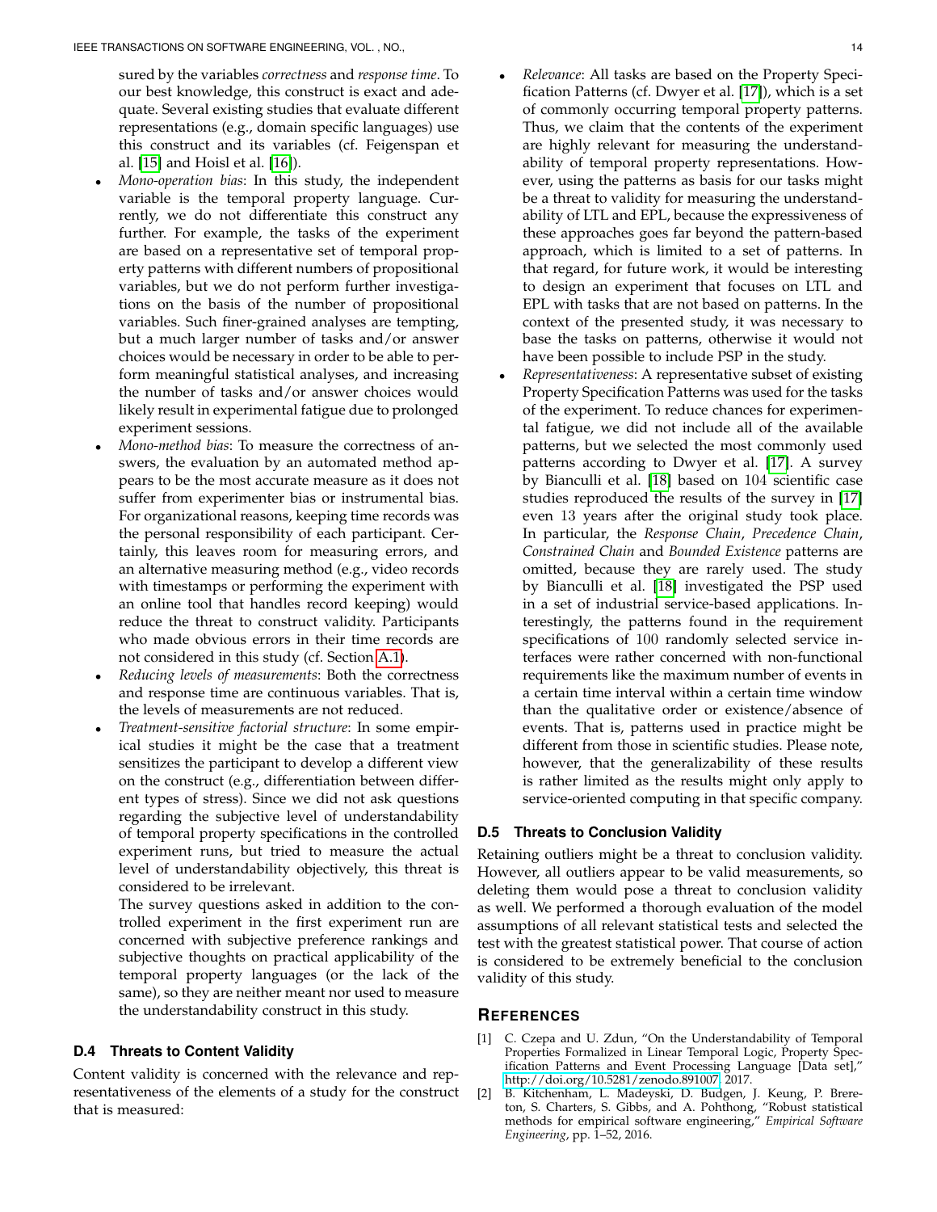sured by the variables *correctness* and *response time*. To our best knowledge, this construct is exact and adequate. Several existing studies that evaluate different representations (e.g., domain specific languages) use this construct and its variables (cf. Feigenspan et al. [15] and Hoisl et al. [16]).

- *Mono-operation bias*: In this study, the independent variable is the temporal property language. Currently, we do not differentiate this construct any further. For example, the tasks of the experiment are based on a representative set of temporal property patterns with different numbers of propositional variables, but we do not perform further investigations on the basis of the number of propositional variables. Such finer-grained analyses are tempting, but a much larger number of tasks and/or answer choices would be necessary in order to be able to perform meaningful statistical analyses, and increasing the number of tasks and/or answer choices would likely result in experimental fatigue due to prolonged experiment sessions.
- *Mono-method bias*: To measure the correctness of answers, the evaluation by an automated method appears to be the most accurate measure as it does not suffer from experimenter bias or instrumental bias. For organizational reasons, keeping time records was the personal responsibility of each participant. Certainly, this leaves room for measuring errors, and an alternative measuring method (e.g., video records with timestamps or performing the experiment with an online tool that handles record keeping) would reduce the threat to construct validity. Participants who made obvious errors in their time records are not considered in this study (cf. Section A.1).
- *Reducing levels of measurements*: Both the correctness and response time are continuous variables. That is, the levels of measurements are not reduced.
- *Treatment-sensitive factorial structure*: In some empirical studies it might be the case that a treatment sensitizes the participant to develop a different view on the construct (e.g., differentiation between different types of stress). Since we did not ask questions regarding the subjective level of understandability of temporal property specifications in the controlled experiment runs, but tried to measure the actual level of understandability objectively, this threat is considered to be irrelevant.

  The survey questions asked in addition to the controlled experiment in the first experiment run are concerned with subjective preference rankings and subjective thoughts on practical applicability of the temporal property languages (or the lack of the same), so they are neither meant nor used to measure the understandability construct in this study.

### D.4 Threats to Content Validity

Content validity is concerned with the relevance and representativeness of the elements of a study for the construct that is measured:

- *Relevance*: All tasks are based on the Property Specification Patterns (cf. Dwyer et al. [17]), which is a set of commonly occurring temporal property patterns. Thus, we claim that the contents of the experiment are highly relevant for measuring the understandability of temporal property representations. However, using the patterns as basis for our tasks might be a threat to validity for measuring the understandability of LTL and EPL, because the expressiveness of these approaches goes far beyond the pattern-based approach, which is limited to a set of patterns. In that regard, for future work, it would be interesting to design an experiment that focuses on LTL and EPL with tasks that are not based on patterns. In the context of the presented study, it was necessary to base the tasks on patterns, otherwise it would not have been possible to include PSP in the study.
- *Representativeness*: A representative subset of existing Property Specification Patterns was used for the tasks of the experiment. To reduce chances for experimental fatigue, we did not include all of the available patterns, but we selected the most commonly used patterns according to Dwyer et al. [17]. A survey by Bianculli et al. [18] based on 104 scientific case studies reproduced the results of the survey in [17] even 13 years after the original study took place. In particular, the *Response Chain*, *Precedence Chain*, *Constrained Chain* and *Bounded Existence* patterns are omitted, because they are rarely used. The study by Bianculli et al. [18] investigated the PSP used in a set of industrial service-based applications. Interestingly, the patterns found in the requirement specifications of 100 randomly selected service interfaces were rather concerned with non-functional requirements like the maximum number of events in a certain time interval within a certain time window than the qualitative order or existence/absence of events. That is, patterns used in practice might be different from those in scientific studies. Please note, however, that the generalizability of these results is rather limited as the results might only apply to service-oriented computing in that specific company.

### D.5 Threats to Conclusion Validity

Retaining outliers might be a threat to conclusion validity. However, all outliers appear to be valid measurements, so deleting them would pose a threat to conclusion validity as well. We performed a thorough evaluation of the model assumptions of all relevant statistical tests and selected the test with the greatest statistical power. That course of action is considered to be extremely beneficial to the conclusion validity of this study.

## References

[1] C. Czepa and U. Zdun, "On the Understandability of Temporal Properties Formalized in Linear Temporal Logic, Property Specification Patterns and Event Processing Language [Data set]," http://doi.org/10.5281/zenodo.891007, 2017.

[2] B. Kitchenham, L. Madeyski, D. Budgen, J. Keung, P. Brereton, S. Charters, S. Gibbs, and A. Pohthong, "Robust statistical methods for empirical software engineering," *Empirical Software Engineering*, pp. 1–52, 2016.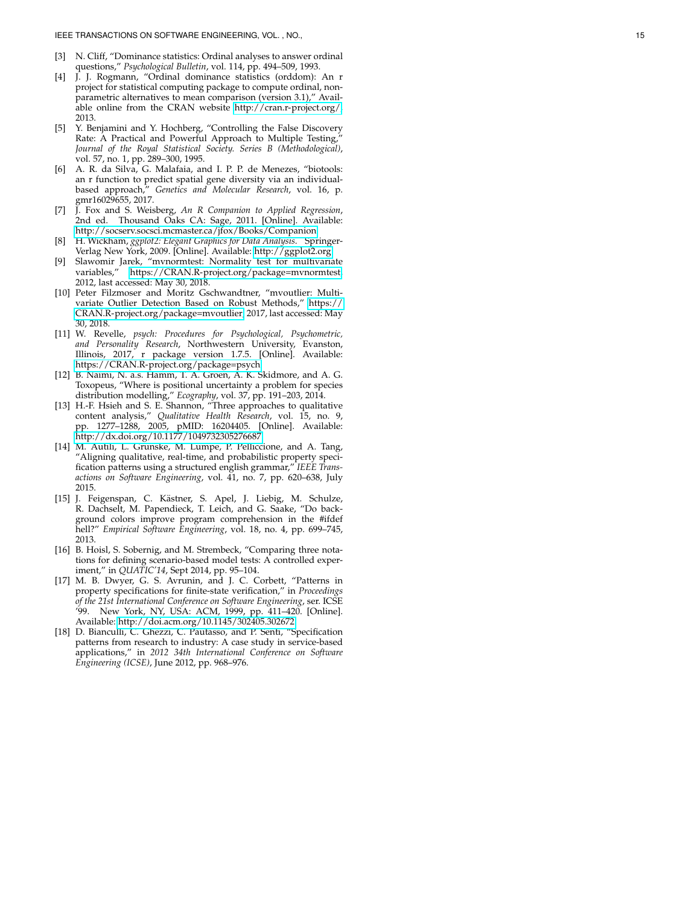- [3] N. Cliff, "Dominance statistics: Ordinal analyses to answer ordinal questions," *Psychological Bulletin*, vol. 114, pp. 494–509, 1993.
- [4] J. J. Rogmann, "Ordinal dominance statistics (orddom): An r project for statistical computing package to compute ordinal, nonparametric alternatives to mean comparison (version 3.1)," Available online from the CRAN website http://cran.r-project.org/, 2013.
- [5] Y. Benjamini and Y. Hochberg, "Controlling the False Discovery Rate: A Practical and Powerful Approach to Multiple Testing," *Journal of the Royal Statistical Society. Series B (Methodological)*, vol. 57, no. 1, pp. 289–300, 1995.
- [6] A. R. da Silva, G. Malafaia, and I. P. P. de Menezes, "biotools: an r function to predict spatial gene diversity via an individual-based approach," *Genetics and Molecular Research*, vol. 16, p. gmr16029655, 2017.
- [7] J. Fox and S. Weisberg, *An R Companion to Applied Regression*, 2nd ed. Thousand Oaks CA: Sage, 2011. [Online]. Available: http://socserv.socsci.mcmaster.ca/jfox/Books/Companion
- [8] H. Wickham, *ggplot2: Elegant Graphics for Data Analysis*. Springer-Verlag New York, 2009. [Online]. Available: http://ggplot2.org
- [9] Slawomir Jarek, "mvnormtest: Normality test for multivariate variables," https://CRAN.R-project.org/package=mvnormtest, 2012, last accessed: May 30, 2018.
- [10] Peter Filzmoser and Moritz Gschwandtner, "mvoutlier: Multivariate Outlier Detection Based on Robust Methods," https://CRAN.R-project.org/package=mvoutlier, 2017, last accessed: May 30, 2018.
- [11] W. Revelle, *psych: Procedures for Psychological, Psychometric, and Personality Research*, Northwestern University, Evanston, Illinois, 2017, r package version 1.7.5. [Online]. Available: https://CRAN.R-project.org/package=psych
- [12] B. Naimi, N. a.s. Hamm, T. A. Groen, A. K. Skidmore, and A. G. Toxopeus, "Where is positional uncertainty a problem for species distribution modelling," *Ecography*, vol. 37, pp. 191–203, 2014.
- [13] H.-F. Hsieh and S. E. Shannon, "Three approaches to qualitative content analysis," *Qualitative Health Research*, vol. 15, no. 9, pp. 1277–1288, 2005, pMID: 16204405. [Online]. Available: http://dx.doi.org/10.1177/1049732305276687
- [14] M. Autili, L. Grunske, M. Lumpe, P. Pelliccione, and A. Tang, "Aligning qualitative, real-time, and probabilistic property specification patterns using a structured english grammar," *IEEE Transactions on Software Engineering*, vol. 41, no. 7, pp. 620–638, July 2015.
- [15] J. Feigenspan, C. Kästner, S. Apel, J. Liebig, M. Schulze, R. Dachselt, M. Papendieck, T. Leich, and G. Saake, "Do background colors improve program comprehension in the #ifdef hell?" *Empirical Software Engineering*, vol. 18, no. 4, pp. 699–745, 2013.
- [16] B. Hoisl, S. Sobernig, and M. Strembeck, "Comparing three notations for defining scenario-based model tests: A controlled experiment," in *QUATIC'14*, Sept 2014, pp. 95–104.
- [17] M. B. Dwyer, G. S. Avrunin, and J. C. Corbett, "Patterns in property specifications for finite-state verification," in *Proceedings of the 21st International Conference on Software Engineering*, ser. ICSE '99. New York, NY, USA: ACM, 1999, pp. 411–420. [Online]. Available: http://doi.acm.org/10.1145/302405.302672
- [18] D. Bianculli, C. Ghezzi, C. Pautasso, and P. Senti, "Specification patterns from research to industry: A case study in service-based applications," in *2012 34th International Conference on Software Engineering (ICSE)*, June 2012, pp. 968–976.